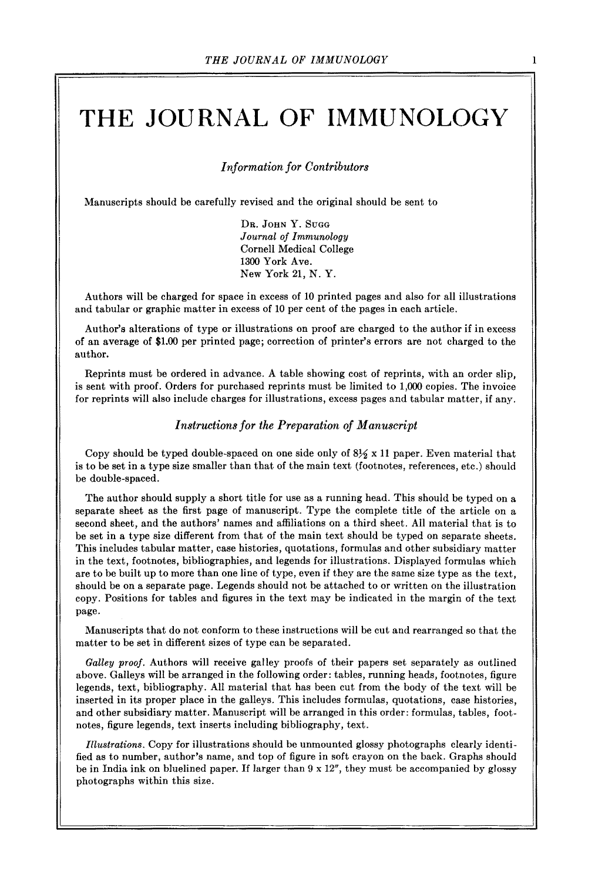# THE JOURNAL OF IMMUNOLOGY

## *Information for Contributors*

Manuscripts should be carefully revised and the original should be sent to

DR. JOHN Y. SUGG  
*Journal of Immunology*  
Cornell Medical College  
1300 York Ave.  
New York 21, N. Y.

Authors will be charged for space in excess of 10 printed pages and also for all illustrations and tabular or graphic matter in excess of 10 per cent of the pages in each article.

Author's alterations of type or illustrations on proof are charged to the author if in excess of an average of $1.00 per printed page; correction of printer's errors are not charged to the author.

Reprints must be ordered in advance. A table showing cost of reprints, with an order slip, is sent with proof. Orders for purchased reprints must be limited to 1,000 copies. The invoice for reprints will also include charges for illustrations, excess pages and tabular matter, if any.

## *Instructions for the Preparation of Manuscript*

Copy should be typed double-spaced on one side only of 8½ x 11 paper. Even material that is to be set in a type size smaller than that of the main text (footnotes, references, etc.) should be double-spaced.

The author should supply a short title for use as a running head. This should be typed on a separate sheet as the first page of manuscript. Type the complete title of the article on a second sheet, and the authors' names and affiliations on a third sheet. All material that is to be set in a type size different from that of the main text should be typed on separate sheets. This includes tabular matter, case histories, quotations, formulas and other subsidiary matter in the text, footnotes, bibliographies, and legends for illustrations. Displayed formulas which are to be built up to more than one line of type, even if they are the same size type as the text, should be on a separate page. Legends should not be attached to or written on the illustration copy. Positions for tables and figures in the text may be indicated in the margin of the text page.

Manuscripts that do not conform to these instructions will be cut and rearranged so that the matter to be set in different sizes of type can be separated.

*Galley proof.* Authors will receive galley proofs of their papers set separately as outlined above. Galleys will be arranged in the following order: tables, running heads, footnotes, figure legends, text, bibliography. All material that has been cut from the body of the text will be inserted in its proper place in the galleys. This includes formulas, quotations, case histories, and other subsidiary matter. Manuscript will be arranged in this order: formulas, tables, footnotes, figure legends, text inserts including bibliography, text.

*Illustrations.* Copy for illustrations should be unmounted glossy photographs clearly identified as to number, author's name, and top of figure in soft crayon on the back. Graphs should be in India ink on bluelined paper. If larger than 9 x 12", they must be accompanied by glossy photographs within this size.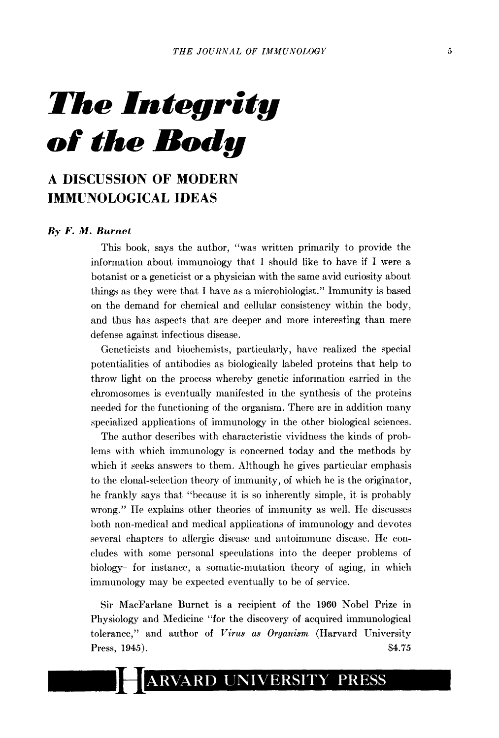# *The Integrity of the Body*

## A DISCUSSION OF MODERN IMMUNOLOGICAL IDEAS

*By F. M. Burnet*

This book, says the author, "was written primarily to provide the information about immunology that I should like to have if I were a botanist or a geneticist or a physician with the same avid curiosity about things as they were that I have as a microbiologist." Immunity is based on the demand for chemical and cellular consistency within the body, and thus has aspects that are deeper and more interesting than mere defense against infectious disease.

Geneticists and biochemists, particularly, have realized the special potentialities of antibodies as biologically labeled proteins that help to throw light on the process whereby genetic information carried in the chromosomes is eventually manifested in the synthesis of the proteins needed for the functioning of the organism. There are in addition many specialized applications of immunology in the other biological sciences.

The author describes with characteristic vividness the kinds of problems with which immunology is concerned today and the methods by which it seeks answers to them. Although he gives particular emphasis to the clonal-selection theory of immunity, of which he is the originator, he frankly says that "because it is so inherently simple, it is probably wrong." He explains other theories of immunity as well. He discusses both non-medical and medical applications of immunology and devotes several chapters to allergic disease and autoimmune disease. He concludes with some personal speculations into the deeper problems of biology—for instance, a somatic-mutation theory of aging, in which immunology may be expected eventually to be of service.

Sir MacFarlane Burnet is a recipient of the 1960 Nobel Prize in Physiology and Medicine "for the discovery of acquired immunological tolerance," and author of *Virus as Organism* (Harvard University Press, 1945). $4.75

**HARVARD UNIVERSITY PRESS**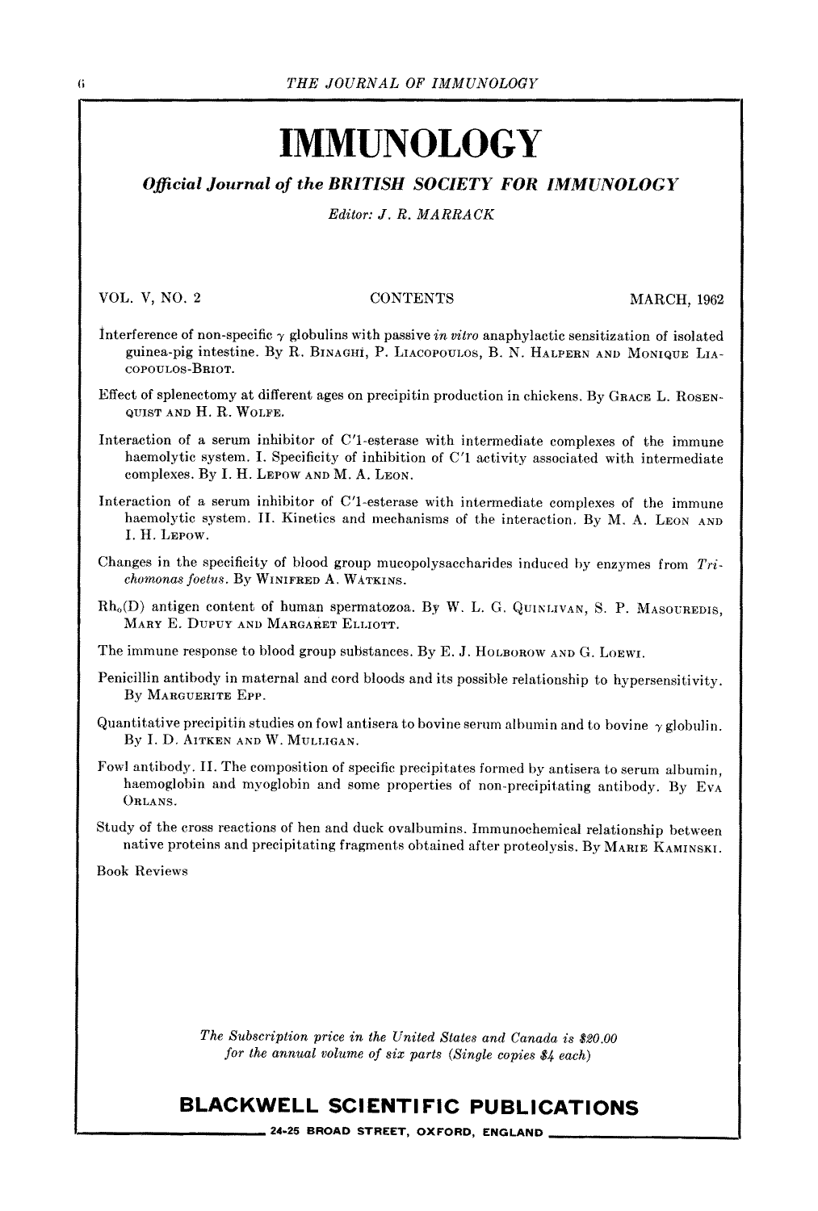# IMMUNOLOGY

***Official Journal of the BRITISH SOCIETY FOR IMMUNOLOGY***

*Editor: J. R. MARRACK*

VOL. V, NO. 2 CONTENTS MARCH, 1962

Interference of non-specific γ globulins with passive *in vitro* anaphylactic sensitization of isolated guinea-pig intestine. By R. BINAGHI, P. LIACOPOULOS, B. N. HALPERN AND MONIQUE LIACOPOULOS-BRIOT.

Effect of splenectomy at different ages on precipitin production in chickens. By GRACE L. ROSENQUIST AND H. R. WOLFE.

Interaction of a serum inhibitor of C'1-esterase with intermediate complexes of the immune haemolytic system. I. Specificity of inhibition of C'1 activity associated with intermediate complexes. By I. H. LEPOW AND M. A. LEON.

Interaction of a serum inhibitor of C'1-esterase with intermediate complexes of the immune haemolytic system. II. Kinetics and mechanisms of the interaction. By M. A. LEON AND I. H. LEPOW.

Changes in the specificity of blood group mucopolysaccharides induced by enzymes from *Trichomonas foetus*. By WINIFRED A. WATKINS.

$Rh_0$(D) antigen content of human spermatozoa. By W. L. G. QUINLIVAN, S. P. MASOUREDIS, MARY E. DUPUY AND MARGARET ELLIOTT.

The immune response to blood group substances. By E. J. HOLBOROW AND G. LOEWI.

Penicillin antibody in maternal and cord bloods and its possible relationship to hypersensitivity. By MARGUERITE EPP.

Quantitative precipitin studies on fowl antisera to bovine serum albumin and to bovine γ globulin. By I. D. AITKEN AND W. MULLIGAN.

Fowl antibody. II. The composition of specific precipitates formed by antisera to serum albumin, haemoglobin and myoglobin and some properties of non-precipitating antibody. By EVA ORLANS.

Study of the cross reactions of hen and duck ovalbumins. Immunochemical relationship between native proteins and precipitating fragments obtained after proteolysis. By MARIE KAMINSKI.

Book Reviews

*The Subscription price in the United States and Canada is $20.00 for the annual volume of six parts (Single copies $4 each)*

**BLACKWELL SCIENTIFIC PUBLICATIONS**

**24-25 BROAD STREET, OXFORD, ENGLAND**